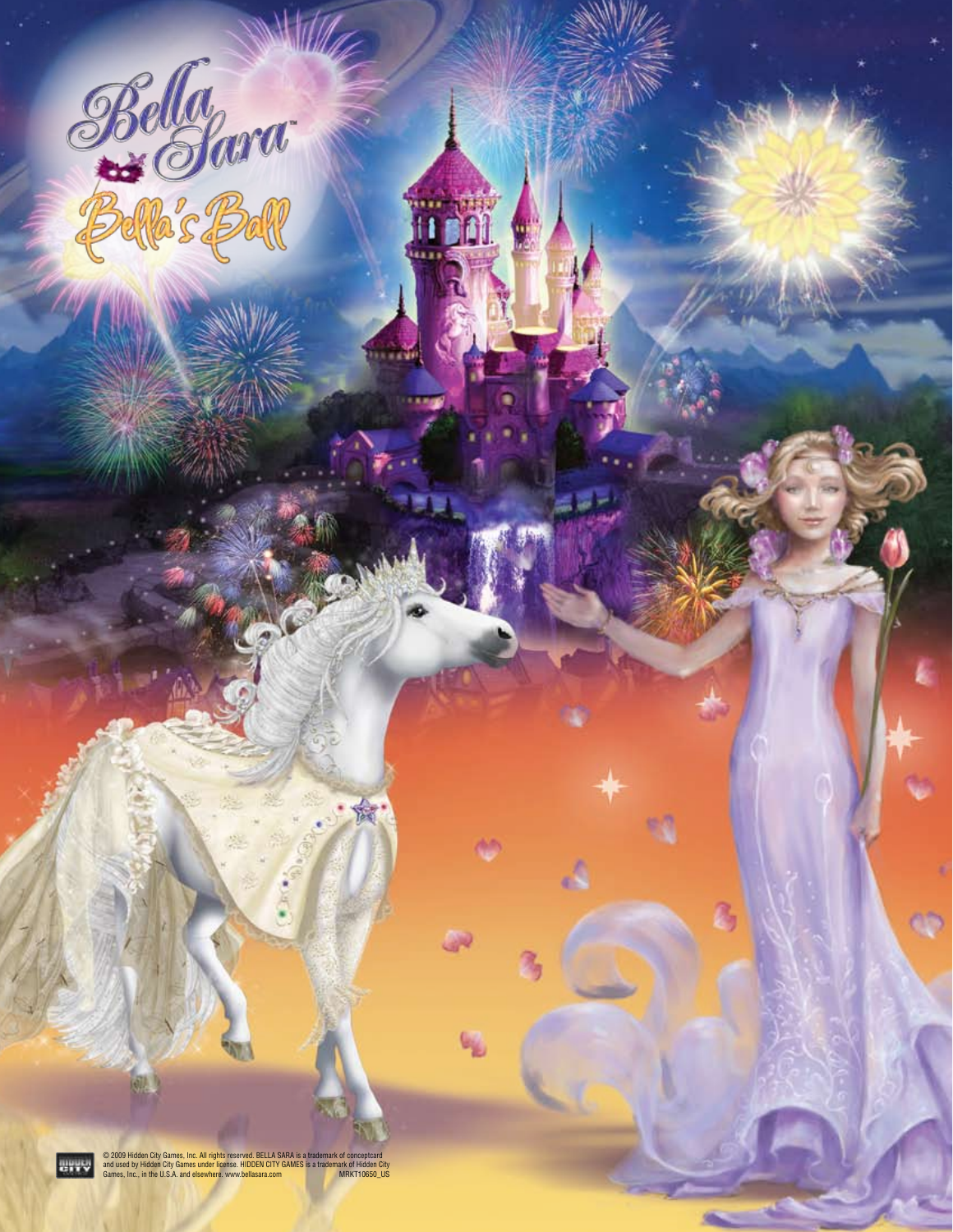# Bella Sara™

## Bella's Ball

© 2009 Hidden City Games, Inc. All rights reserved. BELLA SARA is a trademark of conceptcard and used by Hidden City Games under license. HIDDEN CITY GAMES is a trademark of Hidden City Games, Inc., in the U.S.A. and elsewhere. www.bellasara.com MRKT10650_US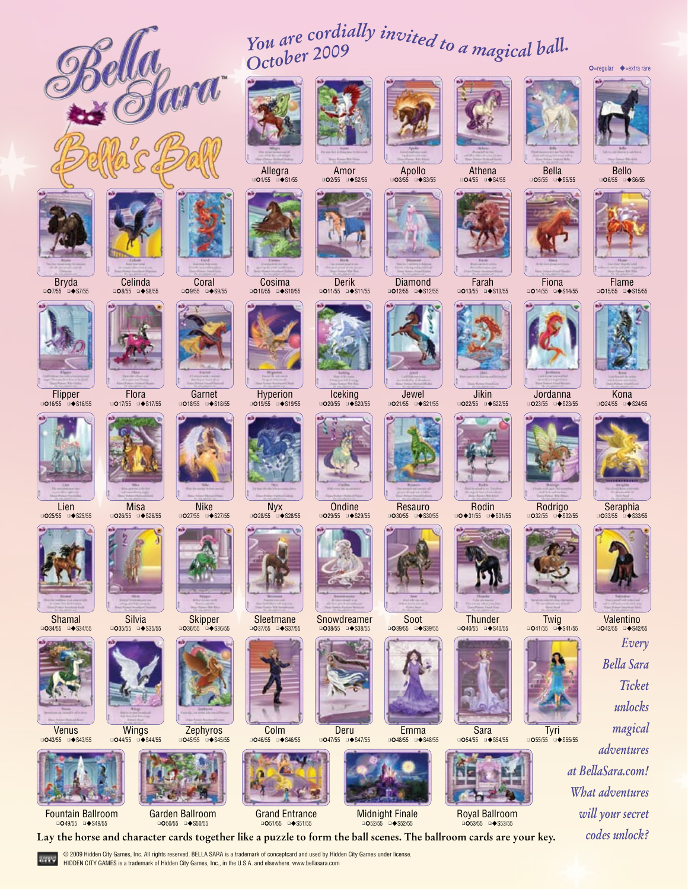# Bella Sara™

## Bella's Ball

*You are cordially invited to a magical ball. October 2009*

○=regular ◆=extra rare

Allegra
❑○1/55 ❑◆S1/55

Amor
❑○2/55 ❑◆S2/55

Apollo
❑○3/55 ❑◆S3/55

Athena
❑○4/55 ❑◆S4/55

Bella
❑○5/55 ❑◆S5/55

Bello
❑○6/55 ❑◆S6/55

Bryda
❑○7/55 ❑◆S7/55

Celinda
❑○8/55 ❑◆S8/55

Coral
❑○9/55 ❑◆S9/55

Cosima
❑○10/55 ❑◆S10/55

Derik
❑○11/55 ❑◆S11/55

Diamond
❑○12/55 ❑◆S12/55

Farah
❑○13/55 ❑◆S13/55

Fiona
❑○14/55 ❑◆S14/55

Flame
❑○15/55 ❑◆S15/55

Flipper
❑○16/55 ❑◆S16/55

Flora
❑○17/55 ❑◆S17/55

Garnet
❑○18/55 ❑◆S18/55

Hyperion
❑○19/55 ❑◆S19/55

Iceking
❑○20/55 ❑◆S20/55

Jewel
❑○21/55 ❑◆S21/55

Jikin
❑○22/55 ❑◆S22/55

Jordanna
❑○23/55 ❑◆S23/55

Kona
❑○24/55 ❑◆S24/55

Lien
❑○25/55 ❑◆S25/55

Misa
❑○26/55 ❑◆S26/55

Nike
❑○27/55 ❑◆S27/55

Nyx
❑○28/55 ❑◆S28/55

Ondine
❑○29/55 ❑◆S29/55

Resauro
❑○30/55 ❑◆S30/55

Rodin
❑○31/55 ❑◆S31/55

Rodrigo
❑○32/55 ❑◆S32/55

Seraphia
❑○33/55 ❑◆S33/55

Shamal
❑○34/55 ❑◆S34/55

Silvia
❑○35/55 ❑◆S35/55

Skipper
❑○36/55 ❑◆S36/55

Sleetmane
❑○37/55 ❑◆S37/55

Snowdreamer
❑○38/55 ❑◆S38/55

Soot
❑○39/55 ❑◆S39/55

Thunder
❑○40/55 ❑◆S40/55

Twig
❑○41/55 ❑◆S41/55

Valentino
❑○42/55 ❑◆S42/55

Venus
❑○43/55 ❑◆S43/55

Wings
❑○44/55 ❑◆S44/55

Zephyros
❑○45/55 ❑◆S45/55

Colm
❑○46/55 ❑◆S46/55

Deru
❑○47/55 ❑◆S47/55

Emma
❑○48/55 ❑◆S48/55

Sara
❑○54/55 ❑◆S54/55

Tyri
❑○55/55 ❑◆S55/55

Fountain Ballroom
❑○49/55 ❑◆S49/55

Garden Ballroom
❑○50/55 ❑◆S50/55

Grand Entrance
❑○51/55 ❑◆S51/55

Midnight Finale
❑○52/55 ❑◆S52/55

Royal Ballroom
❑○53/55 ❑◆S53/55

*Every Bella Sara Ticket unlocks magical adventures at BellaSara.com! What adventures will your secret codes unlock?*

**Lay the horse and character cards together like a puzzle to form the ball scenes. The ballroom cards are your key.**

© 2009 Hidden City Games, Inc. All rights reserved. BELLA SARA is a trademark of conceptcard and used by Hidden City Games under license.
HIDDEN CITY GAMES is a trademark of Hidden City Games, Inc., in the U.S.A. and elsewhere. www.bellasara.com